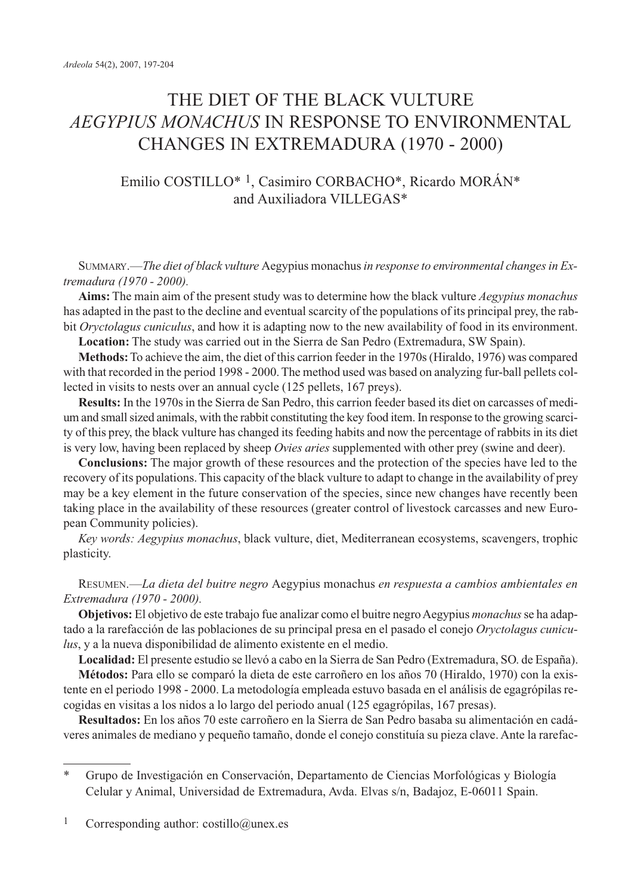# THE DIET OF THE BLACK VULTURE *AEGYPIUS MONACHUS* IN RESPONSE TO ENVIRONMENTAL CHANGES IN EXTREMADURA (1970 - 2000)

Emilio COSTILLO* [1], Casimiro CORBACHO*, Ricardo MORÁN* and Auxiliadora VILLEGAS*

SUMMARY.—*The diet of black vulture* Aegypius monachus *in response to environmental changes in Extremadura (1970 - 2000).*

**Aims:** The main aim of the present study was to determine how the black vulture *Aegypius monachus* has adapted in the past to the decline and eventual scarcity of the populations of its principal prey, the rabbit *Oryctolagus cuniculus*, and how it is adapting now to the new availability of food in its environment.

**Location:** The study was carried out in the Sierra de San Pedro (Extremadura, SW Spain).

**Methods:** To achieve the aim, the diet of this carrion feeder in the 1970s (Hiraldo, 1976) was compared with that recorded in the period 1998 - 2000. The method used was based on analyzing fur-ball pellets collected in visits to nests over an annual cycle (125 pellets, 167 preys).

**Results:** In the 1970s in the Sierra de San Pedro, this carrion feeder based its diet on carcasses of medium and small sized animals, with the rabbit constituting the key food item. In response to the growing scarcity of this prey, the black vulture has changed its feeding habits and now the percentage of rabbits in its diet is very low, having been replaced by sheep *Ovies aries* supplemented with other prey (swine and deer).

**Conclusions:** The major growth of these resources and the protection of the species have led to the recovery of its populations. This capacity of the black vulture to adapt to change in the availability of prey may be a key element in the future conservation of the species, since new changes have recently been taking place in the availability of these resources (greater control of livestock carcasses and new European Community policies).

*Key words: Aegypius monachus*, black vulture, diet, Mediterranean ecosystems, scavengers, trophic plasticity.

RESUMEN.—*La dieta del buitre negro* Aegypius monachus *en respuesta a cambios ambientales en Extremadura (1970 - 2000).*

**Objetivos:** El objetivo de este trabajo fue analizar como el buitre negro Aegypius *monachus* se ha adaptado a la rarefacción de las poblaciones de su principal presa en el pasado el conejo *Oryctolagus cuniculus*, y a la nueva disponibilidad de alimento existente en el medio.

**Localidad:** El presente estudio se llevó a cabo en la Sierra de San Pedro (Extremadura, SO. de España).

**Métodos:** Para ello se comparó la dieta de este carroñero en los años 70 (Hiraldo, 1970) con la existente en el periodo 1998 - 2000. La metodología empleada estuvo basada en el análisis de egagrópilas recogidas en visitas a los nidos a lo largo del periodo anual (125 egagrópilas, 167 presas).

**Resultados:** En los años 70 este carroñero en la Sierra de San Pedro basaba su alimentación en cadáveres animales de mediano y pequeño tamaño, donde el conejo constituía su pieza clave. Ante la rarefac-

\* Grupo de Investigación en Conservación, Departamento de Ciencias Morfológicas y Biología Celular y Animal, Universidad de Extremadura, Avda. Elvas s/n, Badajoz, E-06011 Spain.

[1] Corresponding author: costillo@unex.es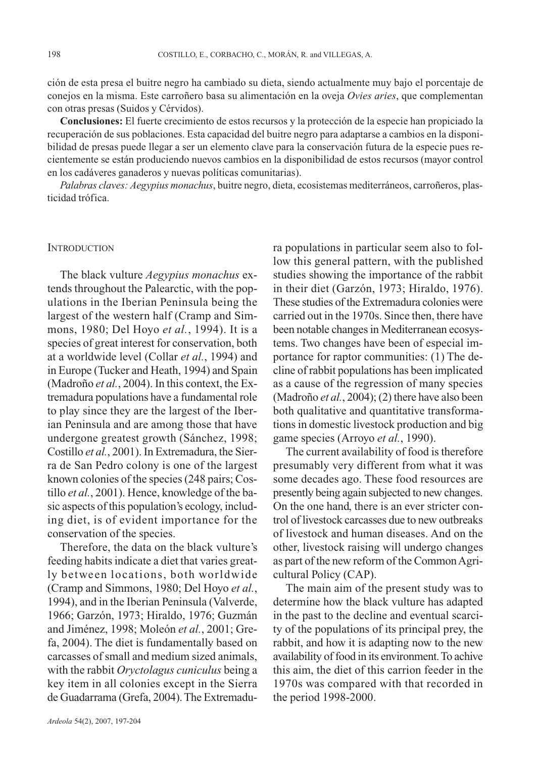ción de esta presa el buitre negro ha cambiado su dieta, siendo actualmente muy bajo el porcentaje de conejos en la misma. Este carroñero basa su alimentación en la oveja *Ovies aries*, que complementan con otras presas (Suidos y Cérvidos).

**Conclusiones:** El fuerte crecimiento de estos recursos y la protección de la especie han propiciado la recuperación de sus poblaciones. Esta capacidad del buitre negro para adaptarse a cambios en la disponibilidad de presas puede llegar a ser un elemento clave para la conservación futura de la especie pues recientemente se están produciendo nuevos cambios en la disponibilidad de estos recursos (mayor control en los cadáveres ganaderos y nuevas políticas comunitarias).

*Palabras claves: Aegypius monachus*, buitre negro, dieta, ecosistemas mediterráneos, carroñeros, plasticidad trófica.

## Introduction

The black vulture *Aegypius monachus* extends throughout the Palearctic, with the populations in the Iberian Peninsula being the largest of the western half (Cramp and Simmons, 1980; Del Hoyo *et al.*, 1994). It is a species of great interest for conservation, both at a worldwide level (Collar *et al.*, 1994) and in Europe (Tucker and Heath, 1994) and Spain (Madroño *et al.*, 2004). In this context, the Extremadura populations have a fundamental role to play since they are the largest of the Iberian Peninsula and are among those that have undergone greatest growth (Sánchez, 1998; Costillo *et al.*, 2001). In Extremadura, the Sierra de San Pedro colony is one of the largest known colonies of the species (248 pairs; Costillo *et al.*, 2001). Hence, knowledge of the basic aspects of this population's ecology, including diet, is of evident importance for the conservation of the species.

Therefore, the data on the black vulture's feeding habits indicate a diet that varies greatly between locations, both worldwide (Cramp and Simmons, 1980; Del Hoyo *et al.*, 1994), and in the Iberian Peninsula (Valverde, 1966; Garzón, 1973; Hiraldo, 1976; Guzmán and Jiménez, 1998; Moleón *et al.*, 2001; Grefa, 2004). The diet is fundamentally based on carcasses of small and medium sized animals, with the rabbit *Oryctolagus cuniculus* being a key item in all colonies except in the Sierra de Guadarrama (Grefa, 2004). The Extremadura populations in particular seem also to follow this general pattern, with the published studies showing the importance of the rabbit in their diet (Garzón, 1973; Hiraldo, 1976). These studies of the Extremadura colonies were carried out in the 1970s. Since then, there have been notable changes in Mediterranean ecosystems. Two changes have been of especial importance for raptor communities: (1) The decline of rabbit populations has been implicated as a cause of the regression of many species (Madroño *et al.*, 2004); (2) there have also been both qualitative and quantitative transformations in domestic livestock production and big game species (Arroyo *et al.*, 1990).

The current availability of food is therefore presumably very different from what it was some decades ago. These food resources are presently being again subjected to new changes. On the one hand, there is an ever stricter control of livestock carcasses due to new outbreaks of livestock and human diseases. And on the other, livestock raising will undergo changes as part of the new reform of the Common Agricultural Policy (CAP).

The main aim of the present study was to determine how the black vulture has adapted in the past to the decline and eventual scarcity of the populations of its principal prey, the rabbit, and how it is adapting now to the new availability of food in its environment. To achive this aim, the diet of this carrion feeder in the 1970s was compared with that recorded in the period 1998-2000.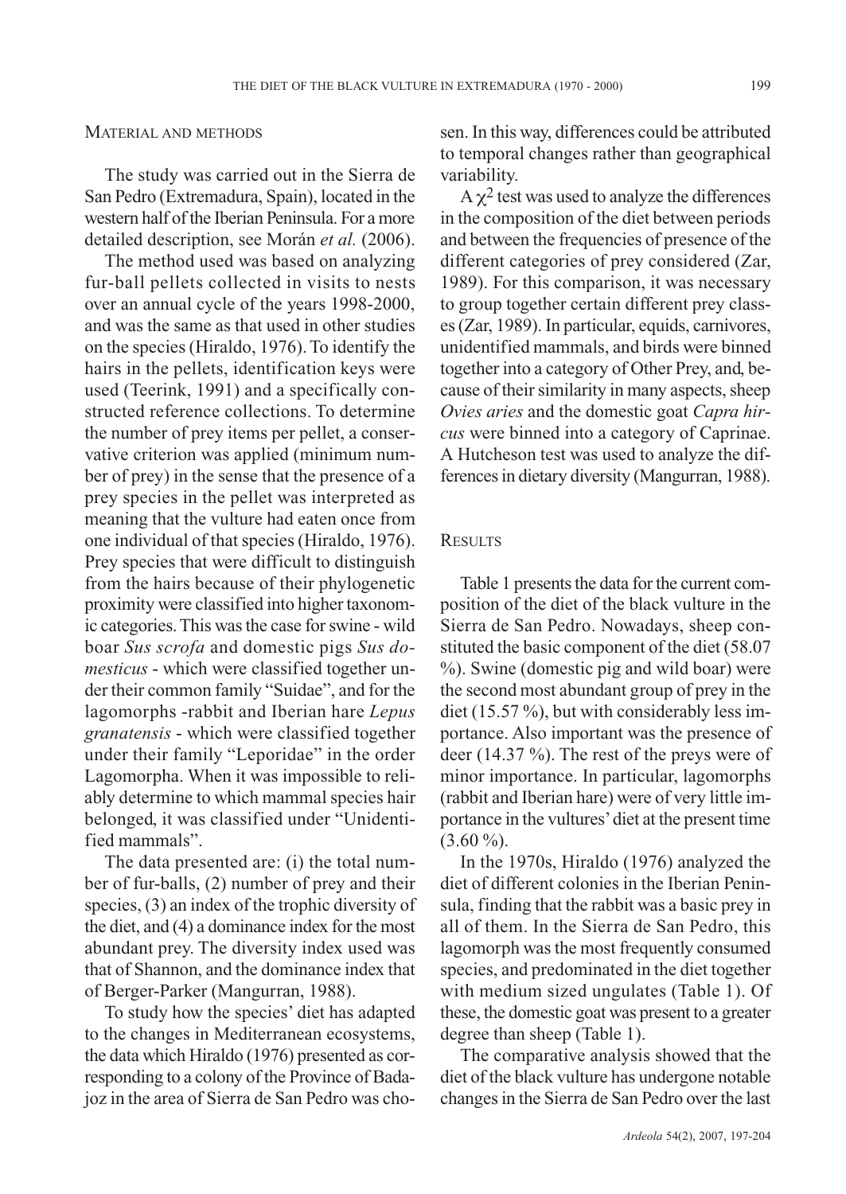## Material and methods

The study was carried out in the Sierra de San Pedro (Extremadura, Spain), located in the western half of the Iberian Peninsula. For a more detailed description, see Morán *et al.* (2006).

The method used was based on analyzing fur-ball pellets collected in visits to nests over an annual cycle of the years 1998-2000, and was the same as that used in other studies on the species (Hiraldo, 1976). To identify the hairs in the pellets, identification keys were used (Teerink, 1991) and a specifically constructed reference collections. To determine the number of prey items per pellet, a conservative criterion was applied (minimum number of prey) in the sense that the presence of a prey species in the pellet was interpreted as meaning that the vulture had eaten once from one individual of that species (Hiraldo, 1976). Prey species that were difficult to distinguish from the hairs because of their phylogenetic proximity were classified into higher taxonomic categories. This was the case for swine - wild boar *Sus scrofa* and domestic pigs *Sus domesticus* - which were classified together under their common family "Suidae", and for the lagomorphs -rabbit and Iberian hare *Lepus granatensis* - which were classified together under their family "Leporidae" in the order Lagomorpha. When it was impossible to reliably determine to which mammal species hair belonged, it was classified under "Unidentified mammals".

The data presented are: (i) the total number of fur-balls, (2) number of prey and their species, (3) an index of the trophic diversity of the diet, and (4) a dominance index for the most abundant prey. The diversity index used was that of Shannon, and the dominance index that of Berger-Parker (Mangurran, 1988).

To study how the species' diet has adapted to the changes in Mediterranean ecosystems, the data which Hiraldo (1976) presented as corresponding to a colony of the Province of Badajoz in the area of Sierra de San Pedro was chosen. In this way, differences could be attributed to temporal changes rather than geographical variability.

A $\chi^2$ test was used to analyze the differences in the composition of the diet between periods and between the frequencies of presence of the different categories of prey considered (Zar, 1989). For this comparison, it was necessary to group together certain different prey classes (Zar, 1989). In particular, equids, carnivores, unidentified mammals, and birds were binned together into a category of Other Prey, and, because of their similarity in many aspects, sheep *Ovies aries* and the domestic goat *Capra hircus* were binned into a category of Caprinae. A Hutcheson test was used to analyze the differences in dietary diversity (Mangurran, 1988).

## Results

Table 1 presents the data for the current composition of the diet of the black vulture in the Sierra de San Pedro. Nowadays, sheep constituted the basic component of the diet (58.07 %). Swine (domestic pig and wild boar) were the second most abundant group of prey in the diet (15.57 %), but with considerably less importance. Also important was the presence of deer (14.37 %). The rest of the preys were of minor importance. In particular, lagomorphs (rabbit and Iberian hare) were of very little importance in the vultures' diet at the present time (3.60 %).

In the 1970s, Hiraldo (1976) analyzed the diet of different colonies in the Iberian Peninsula, finding that the rabbit was a basic prey in all of them. In the Sierra de San Pedro, this lagomorph was the most frequently consumed species, and predominated in the diet together with medium sized ungulates (Table 1). Of these, the domestic goat was present to a greater degree than sheep (Table 1).

The comparative analysis showed that the diet of the black vulture has undergone notable changes in the Sierra de San Pedro over the last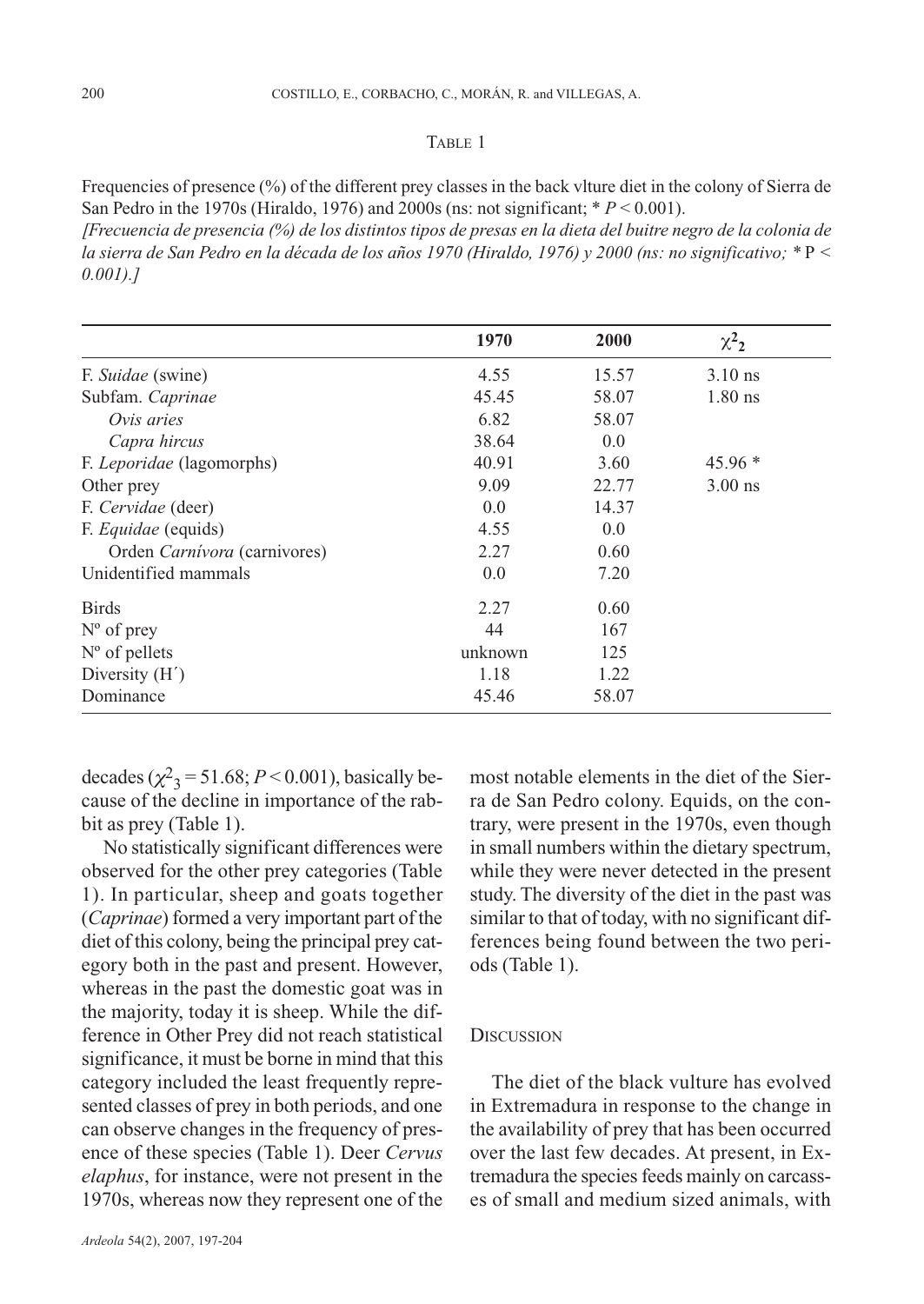TABLE 1

Frequencies of presence (%) of the different prey classes in the back vlture diet in the colony of Sierra de San Pedro in the 1970s (Hiraldo, 1976) and 2000s (ns: not significant; * $P < 0.001$).

*[Frecuencia de presencia (%) de los distintos tipos de presas en la dieta del buitre negro de la colonia de la sierra de San Pedro en la década de los años 1970 (Hiraldo, 1976) y 2000 (ns: no significativo; * P < 0.001).]*

| | 1970 | 2000 | $\chi^2_2$ |
|---|---|---|---|
| F. *Suidae* (swine) | 4.55 | 15.57 | 3.10 ns |
| Subfam. *Caprinae* | 45.45 | 58.07 | 1.80 ns |
| *Ovis aries* | 6.82 | 58.07 | |
| *Capra hircus* | 38.64 | 0.0 | |
| F. *Leporidae* (lagomorphs) | 40.91 | 3.60 | 45.96 * |
| Other prey | 9.09 | 22.77 | 3.00 ns |
| F. *Cervidae* (deer) | 0.0 | 14.37 | |
| F. *Equidae* (equids) | 4.55 | 0.0 | |
| Orden *Carnívora* (carnivores) | 2.27 | 0.60 | |
| Unidentified mammals | 0.0 | 7.20 | |
| Birds | 2.27 | 0.60 | |
| Nº of prey | 44 | 167 | |
| Nº of pellets | unknown | 125 | |
| Diversity (H´) | 1.18 | 1.22 | |
| Dominance | 45.46 | 58.07 | |

decades ($\chi^2_3 = 51.68$; $P < 0.001$), basically because of the decline in importance of the rabbit as prey (Table 1).

No statistically significant differences were observed for the other prey categories (Table 1). In particular, sheep and goats together (*Caprinae*) formed a very important part of the diet of this colony, being the principal prey category both in the past and present. However, whereas in the past the domestic goat was in the majority, today it is sheep. While the difference in Other Prey did not reach statistical significance, it must be borne in mind that this category included the least frequently represented classes of prey in both periods, and one can observe changes in the frequency of presence of these species (Table 1). Deer *Cervus elaphus*, for instance, were not present in the 1970s, whereas now they represent one of the most notable elements in the diet of the Sierra de San Pedro colony. Equids, on the contrary, were present in the 1970s, even though in small numbers within the dietary spectrum, while they were never detected in the present study. The diversity of the diet in the past was similar to that of today, with no significant differences being found between the two periods (Table 1).

## DISCUSSION

The diet of the black vulture has evolved in Extremadura in response to the change in the availability of prey that has been occurred over the last few decades. At present, in Extremadura the species feeds mainly on carcasses of small and medium sized animals, with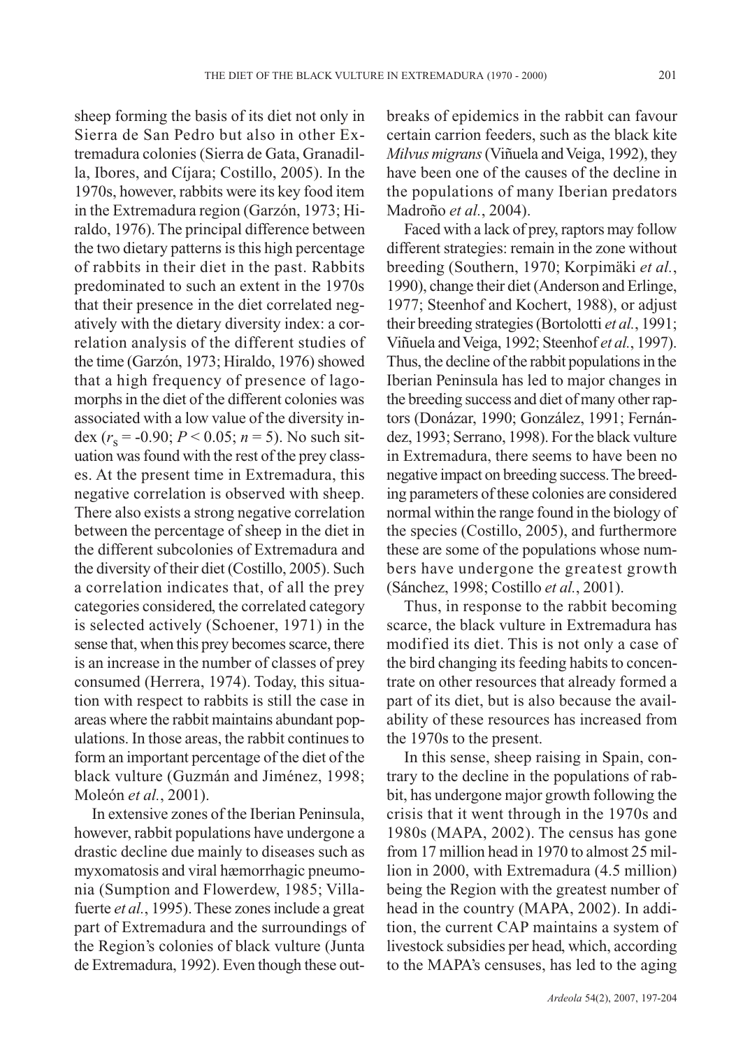sheep forming the basis of its diet not only in Sierra de San Pedro but also in other Extremadura colonies (Sierra de Gata, Granadilla, Ibores, and Cíjara; Costillo, 2005). In the 1970s, however, rabbits were its key food item in the Extremadura region (Garzón, 1973; Hiraldo, 1976). The principal difference between the two dietary patterns is this high percentage of rabbits in their diet in the past. Rabbits predominated to such an extent in the 1970s that their presence in the diet correlated negatively with the dietary diversity index: a correlation analysis of the different studies of the time (Garzón, 1973; Hiraldo, 1976) showed that a high frequency of presence of lagomorphs in the diet of the different colonies was associated with a low value of the diversity index ($r_s = -0.90$; $P < 0.05$; $n = 5$). No such situation was found with the rest of the prey classes. At the present time in Extremadura, this negative correlation is observed with sheep. There also exists a strong negative correlation between the percentage of sheep in the diet in the different subcolonies of Extremadura and the diversity of their diet (Costillo, 2005). Such a correlation indicates that, of all the prey categories considered, the correlated category is selected actively (Schoener, 1971) in the sense that, when this prey becomes scarce, there is an increase in the number of classes of prey consumed (Herrera, 1974). Today, this situation with respect to rabbits is still the case in areas where the rabbit maintains abundant populations. In those areas, the rabbit continues to form an important percentage of the diet of the black vulture (Guzmán and Jiménez, 1998; Moleón *et al.*, 2001).

In extensive zones of the Iberian Peninsula, however, rabbit populations have undergone a drastic decline due mainly to diseases such as myxomatosis and viral hæmorrhagic pneumonia (Sumption and Flowerdew, 1985; Villafuerte *et al.*, 1995). These zones include a great part of Extremadura and the surroundings of the Region's colonies of black vulture (Junta de Extremadura, 1992). Even though these outbreaks of epidemics in the rabbit can favour certain carrion feeders, such as the black kite *Milvus migrans* (Viñuela and Veiga, 1992), they have been one of the causes of the decline in the populations of many Iberian predators Madroño *et al.*, 2004).

Faced with a lack of prey, raptors may follow different strategies: remain in the zone without breeding (Southern, 1970; Korpimäki *et al.*, 1990), change their diet (Anderson and Erlinge, 1977; Steenhof and Kochert, 1988), or adjust their breeding strategies (Bortolotti *et al.*, 1991; Viñuela and Veiga, 1992; Steenhof *et al.*, 1997). Thus, the decline of the rabbit populations in the Iberian Peninsula has led to major changes in the breeding success and diet of many other raptors (Donázar, 1990; González, 1991; Fernández, 1993; Serrano, 1998). For the black vulture in Extremadura, there seems to have been no negative impact on breeding success. The breeding parameters of these colonies are considered normal within the range found in the biology of the species (Costillo, 2005), and furthermore these are some of the populations whose numbers have undergone the greatest growth (Sánchez, 1998; Costillo *et al.*, 2001).

Thus, in response to the rabbit becoming scarce, the black vulture in Extremadura has modified its diet. This is not only a case of the bird changing its feeding habits to concentrate on other resources that already formed a part of its diet, but is also because the availability of these resources has increased from the 1970s to the present.

In this sense, sheep raising in Spain, contrary to the decline in the populations of rabbit, has undergone major growth following the crisis that it went through in the 1970s and 1980s (MAPA, 2002). The census has gone from 17 million head in 1970 to almost 25 million in 2000, with Extremadura (4.5 million) being the Region with the greatest number of head in the country (MAPA, 2002). In addition, the current CAP maintains a system of livestock subsidies per head, which, according to the MAPA's censuses, has led to the aging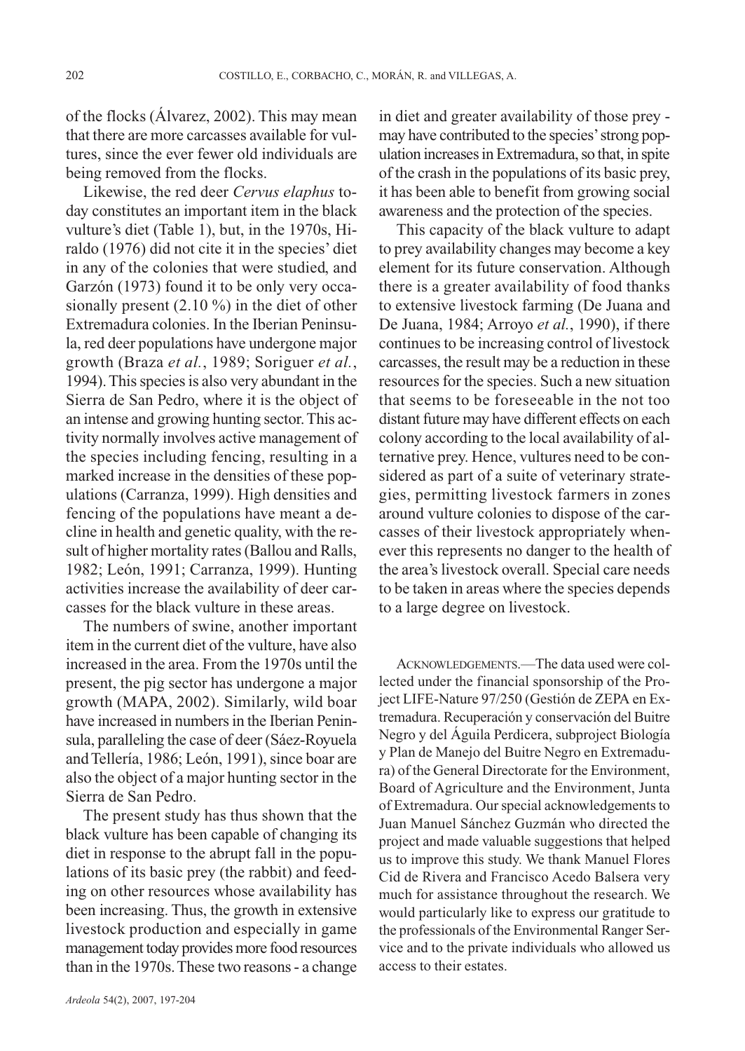of the flocks (Álvarez, 2002). This may mean that there are more carcasses available for vultures, since the ever fewer old individuals are being removed from the flocks.

Likewise, the red deer *Cervus elaphus* today constitutes an important item in the black vulture's diet (Table 1), but, in the 1970s, Hiraldo (1976) did not cite it in the species' diet in any of the colonies that were studied, and Garzón (1973) found it to be only very occasionally present (2.10 %) in the diet of other Extremadura colonies. In the Iberian Peninsula, red deer populations have undergone major growth (Braza *et al.*, 1989; Soriguer *et al.*, 1994). This species is also very abundant in the Sierra de San Pedro, where it is the object of an intense and growing hunting sector. This activity normally involves active management of the species including fencing, resulting in a marked increase in the densities of these populations (Carranza, 1999). High densities and fencing of the populations have meant a decline in health and genetic quality, with the result of higher mortality rates (Ballou and Ralls, 1982; León, 1991; Carranza, 1999). Hunting activities increase the availability of deer carcasses for the black vulture in these areas.

The numbers of swine, another important item in the current diet of the vulture, have also increased in the area. From the 1970s until the present, the pig sector has undergone a major growth (MAPA, 2002). Similarly, wild boar have increased in numbers in the Iberian Peninsula, paralleling the case of deer (Sáez-Royuela and Tellería, 1986; León, 1991), since boar are also the object of a major hunting sector in the Sierra de San Pedro.

The present study has thus shown that the black vulture has been capable of changing its diet in response to the abrupt fall in the populations of its basic prey (the rabbit) and feeding on other resources whose availability has been increasing. Thus, the growth in extensive livestock production and especially in game management today provides more food resources than in the 1970s. These two reasons - a change in diet and greater availability of those prey - may have contributed to the species' strong population increases in Extremadura, so that, in spite of the crash in the populations of its basic prey, it has been able to benefit from growing social awareness and the protection of the species.

This capacity of the black vulture to adapt to prey availability changes may become a key element for its future conservation. Although there is a greater availability of food thanks to extensive livestock farming (De Juana and De Juana, 1984; Arroyo *et al.*, 1990), if there continues to be increasing control of livestock carcasses, the result may be a reduction in these resources for the species. Such a new situation that seems to be foreseeable in the not too distant future may have different effects on each colony according to the local availability of alternative prey. Hence, vultures need to be considered as part of a suite of veterinary strategies, permitting livestock farmers in zones around vulture colonies to dispose of the carcasses of their livestock appropriately whenever this represents no danger to the health of the area's livestock overall. Special care needs to be taken in areas where the species depends to a large degree on livestock.

ACKNOWLEDGEMENTS.—The data used were collected under the financial sponsorship of the Project LIFE-Nature 97/250 (Gestión de ZEPA en Extremadura. Recuperación y conservación del Buitre Negro y del Águila Perdicera, subproject Biología y Plan de Manejo del Buitre Negro en Extremadura) of the General Directorate for the Environment, Board of Agriculture and the Environment, Junta of Extremadura. Our special acknowledgements to Juan Manuel Sánchez Guzmán who directed the project and made valuable suggestions that helped us to improve this study. We thank Manuel Flores Cid de Rivera and Francisco Acedo Balsera very much for assistance throughout the research. We would particularly like to express our gratitude to the professionals of the Environmental Ranger Service and to the private individuals who allowed us access to their estates.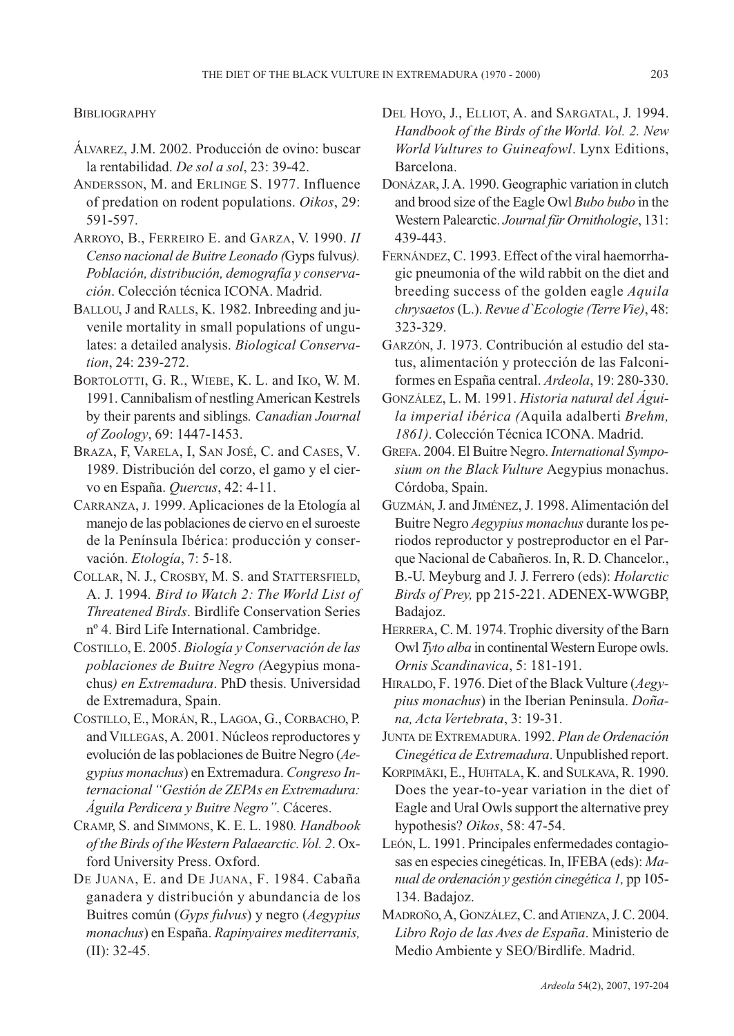## Bibliography

Álvarez, J.M. 2002. Producción de ovino: buscar la rentabilidad. *De sol a sol*, 23: 39-42.

Andersson, M. and Erlinge S. 1977. Influence of predation on rodent populations. *Oikos*, 29: 591-597.

Arroyo, B., Ferreiro E. and Garza, V. 1990. *II Censo nacional de Buitre Leonado (*Gyps fulvus*). Población, distribución, demografía y conservación*. Colección técnica ICONA. Madrid.

Ballou, J and Ralls, K. 1982. Inbreeding and juvenile mortality in small populations of ungulates: a detailed analysis. *Biological Conservation*, 24: 239-272.

Bortolotti, G. R., Wiebe, K. L. and Iko, W. M. 1991. Cannibalism of nestling American Kestrels by their parents and siblings. *Canadian Journal of Zoology*, 69: 1447-1453.

Braza, F, Varela, I, San José, C. and Cases, V. 1989. Distribución del corzo, el gamo y el ciervo en España. *Quercus*, 42: 4-11.

Carranza, J. 1999. Aplicaciones de la Etología al manejo de las poblaciones de ciervo en el suroeste de la Península Ibérica: producción y conservación. *Etología*, 7: 5-18.

Collar, N. J., Crosby, M. S. and Stattersfield, A. J. 1994. *Bird to Watch 2: The World List of Threatened Birds*. Birdlife Conservation Series nº 4. Bird Life International. Cambridge.

Costillo, E. 2005. *Biología y Conservación de las poblaciones de Buitre Negro (*Aegypius monachus*) en Extremadura*. PhD thesis. Universidad de Extremadura, Spain.

Costillo, E., Morán, R., Lagoa, G., Corbacho, P. and Villegas, A. 2001. Núcleos reproductores y evolución de las poblaciones de Buitre Negro (*Aegypius monachus*) en Extremadura. *Congreso Internacional "Gestión de ZEPAs en Extremadura: Águila Perdicera y Buitre Negro"*. Cáceres.

Cramp, S. and Simmons, K. E. L. 1980. *Handbook of the Birds of the Western Palaearctic. Vol. 2*. Oxford University Press. Oxford.

De Juana, E. and De Juana, F. 1984. Cabaña ganadera y distribución y abundancia de los Buitres común (*Gyps fulvus*) y negro (*Aegypius monachus*) en España. *Rapinyaires mediterranis,* (II): 32-45.

Del Hoyo, J., Elliot, A. and Sargatal, J. 1994. *Handbook of the Birds of the World. Vol. 2. New World Vultures to Guineafowl*. Lynx Editions, Barcelona.

Donázar, J. A. 1990. Geographic variation in clutch and brood size of the Eagle Owl *Bubo bubo* in the Western Palearctic. *Journal für Ornithologie*, 131: 439-443.

Fernández, C. 1993. Effect of the viral haemorrhagic pneumonia of the wild rabbit on the diet and breeding success of the golden eagle *Aquila chrysaetos* (L.). *Revue d`Ecologie (Terre Vie)*, 48: 323-329.

Garzón, J. 1973. Contribución al estudio del status, alimentación y protección de las Falconiformes en España central. *Ardeola*, 19: 280-330.

González, L. M. 1991. *Historia natural del Águila imperial ibérica (*Aquila adalberti *Brehm, 1861)*. Colección Técnica ICONA. Madrid.

GREFA. 2004. El Buitre Negro. *International Symposium on the Black Vulture* Aegypius monachus. Córdoba, Spain.

Guzmán, J. and Jiménez, J. 1998. Alimentación del Buitre Negro *Aegypius monachus* durante los periodos reproductor y postreproductor en el Parque Nacional de Cabañeros. In, R. D. Chancelor., B.-U. Meyburg and J. J. Ferrero (eds): *Holarctic Birds of Prey,* pp 215-221. ADENEX-WWGBP, Badajoz.

Herrera, C. M. 1974. Trophic diversity of the Barn Owl *Tyto alba* in continental Western Europe owls. *Ornis Scandinavica*, 5: 181-191.

Hiraldo, F. 1976. Diet of the Black Vulture (*Aegypius monachus*) in the Iberian Peninsula. *Doñana, Acta Vertebrata*, 3: 19-31.

Junta de Extremadura. 1992. *Plan de Ordenación Cinegética de Extremadura*. Unpublished report.

Korpimäki, E., Huhtala, K. and Sulkava, R. 1990. Does the year-to-year variation in the diet of Eagle and Ural Owls support the alternative prey hypothesis? *Oikos*, 58: 47-54.

León, L. 1991. Principales enfermedades contagiosas en especies cinegéticas. In, IFEBA (eds): *Manual de ordenación y gestión cinegética 1,* pp 105-134. Badajoz.

Madroño, A, González, C. and Atienza, J. C. 2004. *Libro Rojo de las Aves de España*. Ministerio de Medio Ambiente y SEO/Birdlife. Madrid.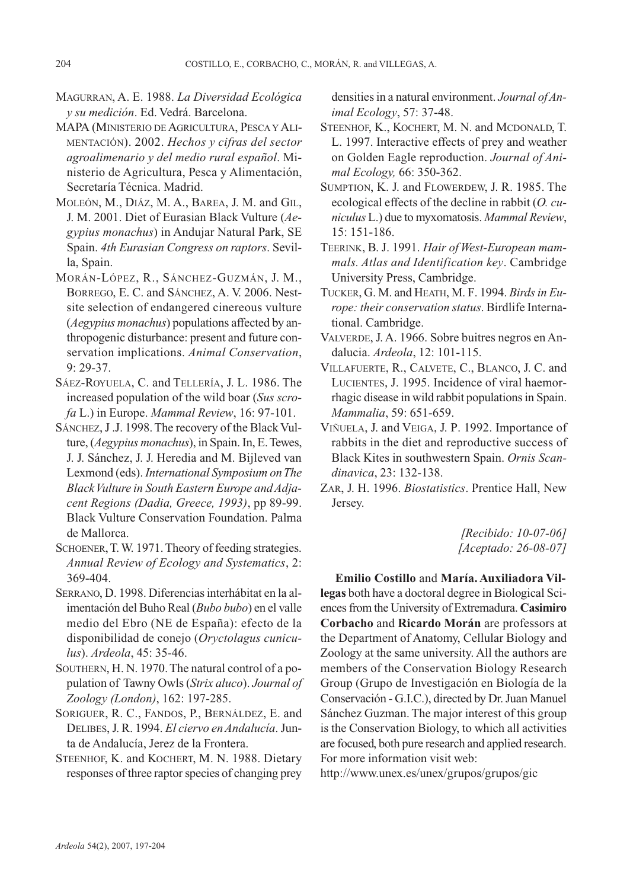MAGURRAN, A. E. 1988. *La Diversidad Ecológica y su medición*. Ed. Vedrá. Barcelona.

MAPA (MINISTERIO DE AGRICULTURA, PESCA Y ALIMENTACIÓN). 2002. *Hechos y cifras del sector agroalimenario y del medio rural español*. Ministerio de Agricultura, Pesca y Alimentación, Secretaría Técnica. Madrid.

MOLEÓN, M., DIÁZ, M. A., BAREA, J. M. and GIL, J. M. 2001. Diet of Eurasian Black Vulture (*Aegypius monachus*) in Andujar Natural Park, SE Spain. *4th Eurasian Congress on raptors*. Sevilla, Spain.

MORÁN-LÓPEZ, R., SÁNCHEZ-GUZMÁN, J. M., BORREGO, E. C. and SÁNCHEZ, A. V. 2006. Nest-site selection of endangered cinereous vulture (*Aegypius monachus*) populations affected by anthropogenic disturbance: present and future conservation implications. *Animal Conservation*, 9: 29-37.

SÁEZ-ROYUELA, C. and TELLERÍA, J. L. 1986. The increased population of the wild boar (*Sus scrofa* L.) in Europe. *Mammal Review*, 16: 97-101.

SÁNCHEZ, J .J. 1998. The recovery of the Black Vulture, (*Aegypius monachus*), in Spain. In, E. Tewes, J. J. Sánchez, J. J. Heredia and M. Bijleved van Lexmond (eds). *International Symposium on The Black Vulture in South Eastern Europe and Adjacent Regions (Dadia, Greece, 1993)*, pp 89-99. Black Vulture Conservation Foundation. Palma de Mallorca.

SCHOENER, T. W. 1971. Theory of feeding strategies. *Annual Review of Ecology and Systematics*, 2: 369-404.

SERRANO, D. 1998. Diferencias interhábitat en la alimentación del Buho Real (*Bubo bubo*) en el valle medio del Ebro (NE de España): efecto de la disponibilidad de conejo (*Oryctolagus cuniculus*). *Ardeola*, 45: 35-46.

SOUTHERN, H. N. 1970. The natural control of a population of Tawny Owls (*Strix aluco*). *Journal of Zoology (London)*, 162: 197-285.

SORIGUER, R. C., FANDOS, P., BERNÁLDEZ, E. and DELIBES, J. R. 1994. *El ciervo en Andalucía*. Junta de Andalucía, Jerez de la Frontera.

STEENHOF, K. and KOCHERT, M. N. 1988. Dietary responses of three raptor species of changing prey densities in a natural environment. *Journal of Animal Ecology*, 57: 37-48.

STEENHOF, K., KOCHERT, M. N. and MCDONALD, T. L. 1997. Interactive effects of prey and weather on Golden Eagle reproduction. *Journal of Animal Ecology,* 66: 350-362.

SUMPTION, K. J. and FLOWERDEW, J. R. 1985. The ecological effects of the decline in rabbit (*O. cuniculus* L.) due to myxomatosis. *Mammal Review*, 15: 151-186.

TEERINK, B. J. 1991. *Hair of West-European mammals. Atlas and Identification key*. Cambridge University Press, Cambridge.

TUCKER, G. M. and HEATH, M. F. 1994. *Birds in Europe: their conservation status*. Birdlife International. Cambridge.

VALVERDE, J. A. 1966. Sobre buitres negros en Andalucia. *Ardeola*, 12: 101-115.

VILLAFUERTE, R., CALVETE, C., BLANCO, J. C. and LUCIENTES, J. 1995. Incidence of viral haemorrhagic disease in wild rabbit populations in Spain. *Mammalia*, 59: 651-659.

VIÑUELA, J. and VEIGA, J. P. 1992. Importance of rabbits in the diet and reproductive success of Black Kites in southwestern Spain. *Ornis Scandinavica*, 23: 132-138.

ZAR, J. H. 1996. *Biostatistics*. Prentice Hall, New Jersey.

*[Recibido: 10-07-06]*
*[Aceptado: 26-08-07]*

**Emilio Costillo** and **María. Auxiliadora Villegas** both have a doctoral degree in Biological Sciences from the University of Extremadura. **Casimiro Corbacho** and **Ricardo Morán** are professors at the Department of Anatomy, Cellular Biology and Zoology at the same university. All the authors are members of the Conservation Biology Research Group (Grupo de Investigación en Biología de la Conservación - G.I.C.), directed by Dr. Juan Manuel Sánchez Guzman. The major interest of this group is the Conservation Biology, to which all activities are focused, both pure research and applied research. For more information visit web:
http://www.unex.es/unex/grupos/grupos/gic